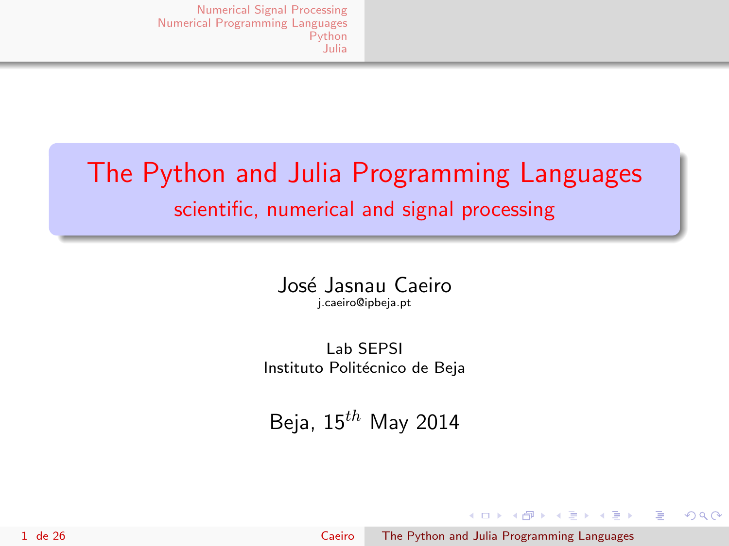# The Python and Julia Programming Languages

## scientific, numerical and signal processing

José Jasnau Caeiro

j.caeiro@ipbeja.pt

Lab SEPSI

Instituto Politécnico de Beja

Beja, $15^{th}$ May 2014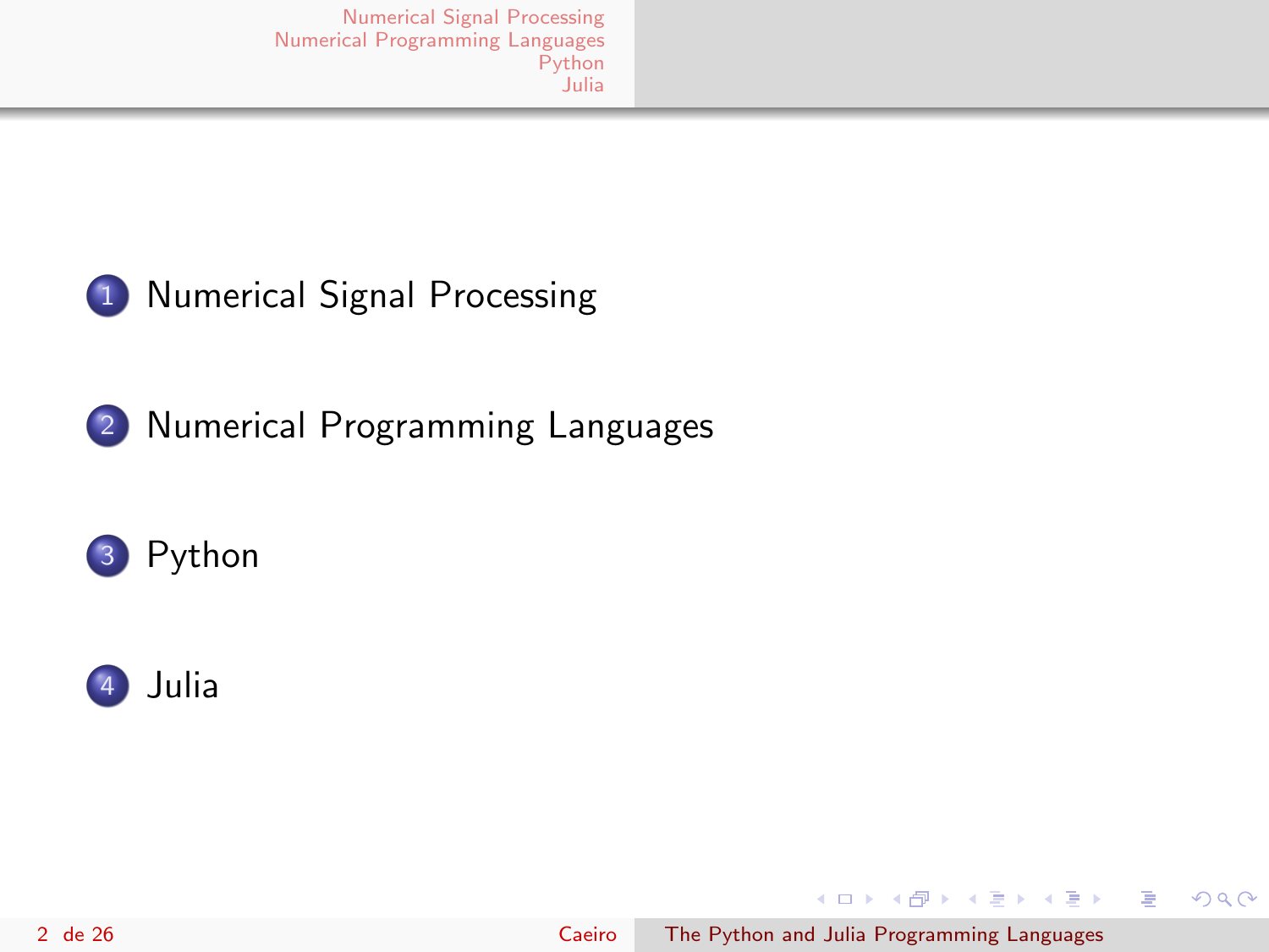1. Numerical Signal Processing
2. Numerical Programming Languages
3. Python
4. Julia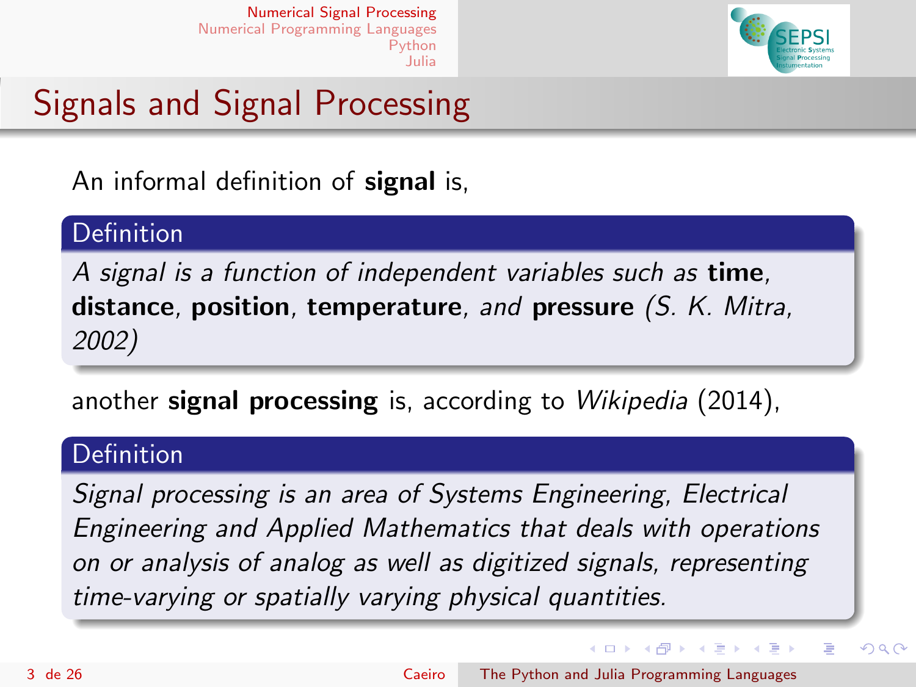# Signals and Signal Processing

An informal definition of **signal** is,

**Definition**

*A signal is a function of independent variables such as* **time**, **distance**, **position**, **temperature**, *and* **pressure** *(S. K. Mitra, 2002)*

another **signal processing** is, according to *Wikipedia* (2014),

**Definition**

*Signal processing is an area of Systems Engineering, Electrical Engineering and Applied Mathematics that deals with operations on or analysis of analog as well as digitized signals, representing time-varying or spatially varying physical quantities.*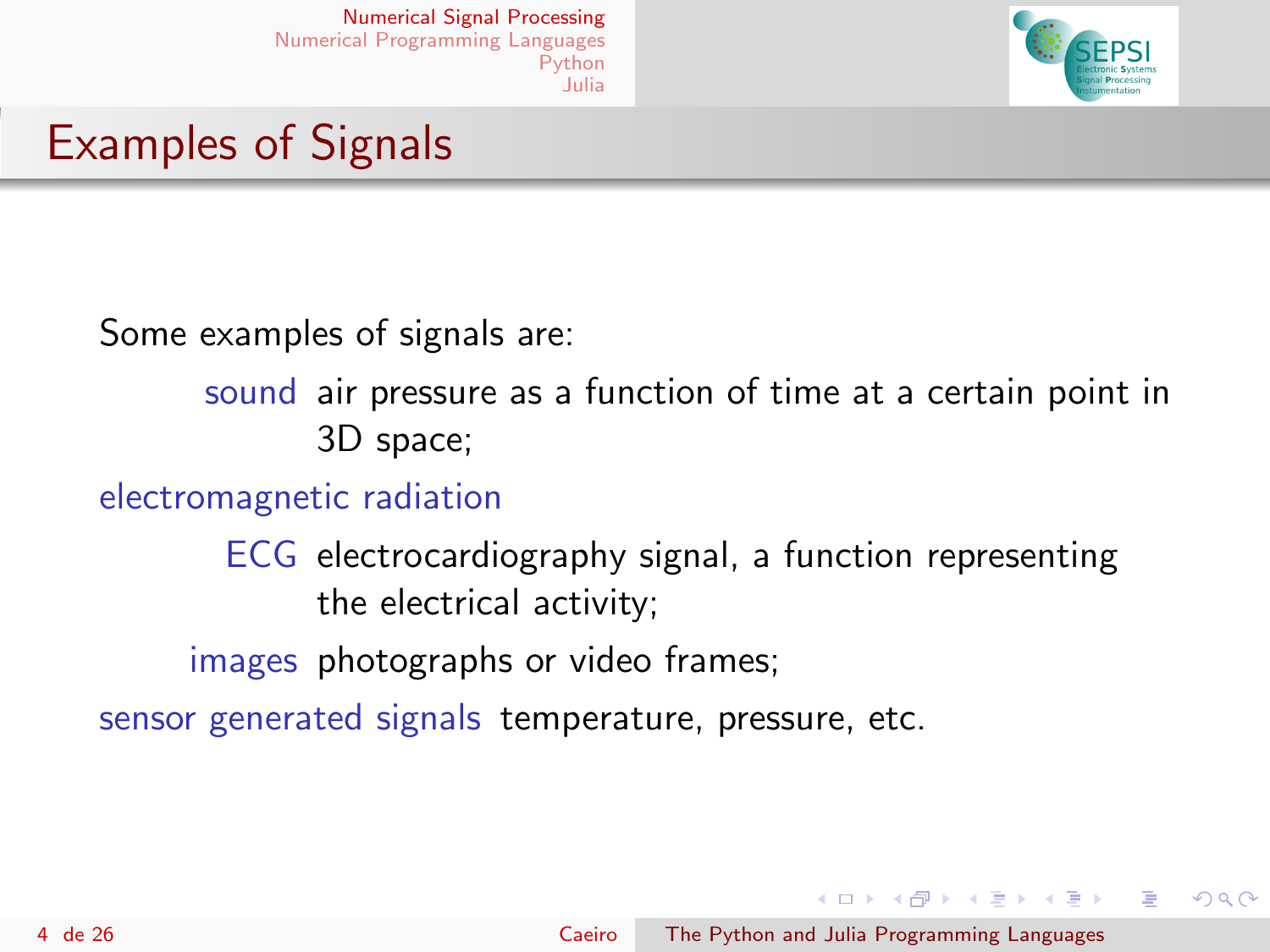## Examples of Signals

Some examples of signals are:

- **sound** air pressure as a function of time at a certain point in 3D space;
- **electromagnetic radiation**
- **ECG** electrocardiography signal, a function representing the electrical activity;
- **images** photographs or video frames;
- **sensor generated signals** temperature, pressure, etc.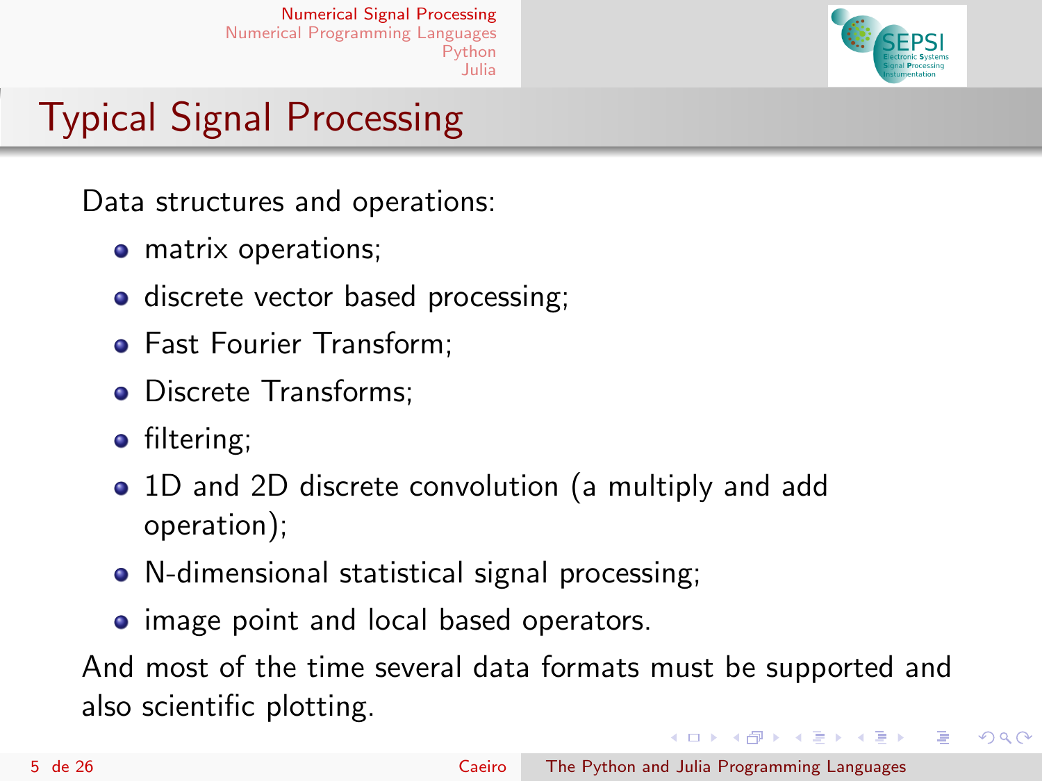# Typical Signal Processing

Data structures and operations:

- matrix operations;
- discrete vector based processing;
- Fast Fourier Transform;
- Discrete Transforms;
- filtering;
- 1D and 2D discrete convolution (a multiply and add operation);
- N-dimensional statistical signal processing;
- image point and local based operators.

And most of the time several data formats must be supported and also scientific plotting.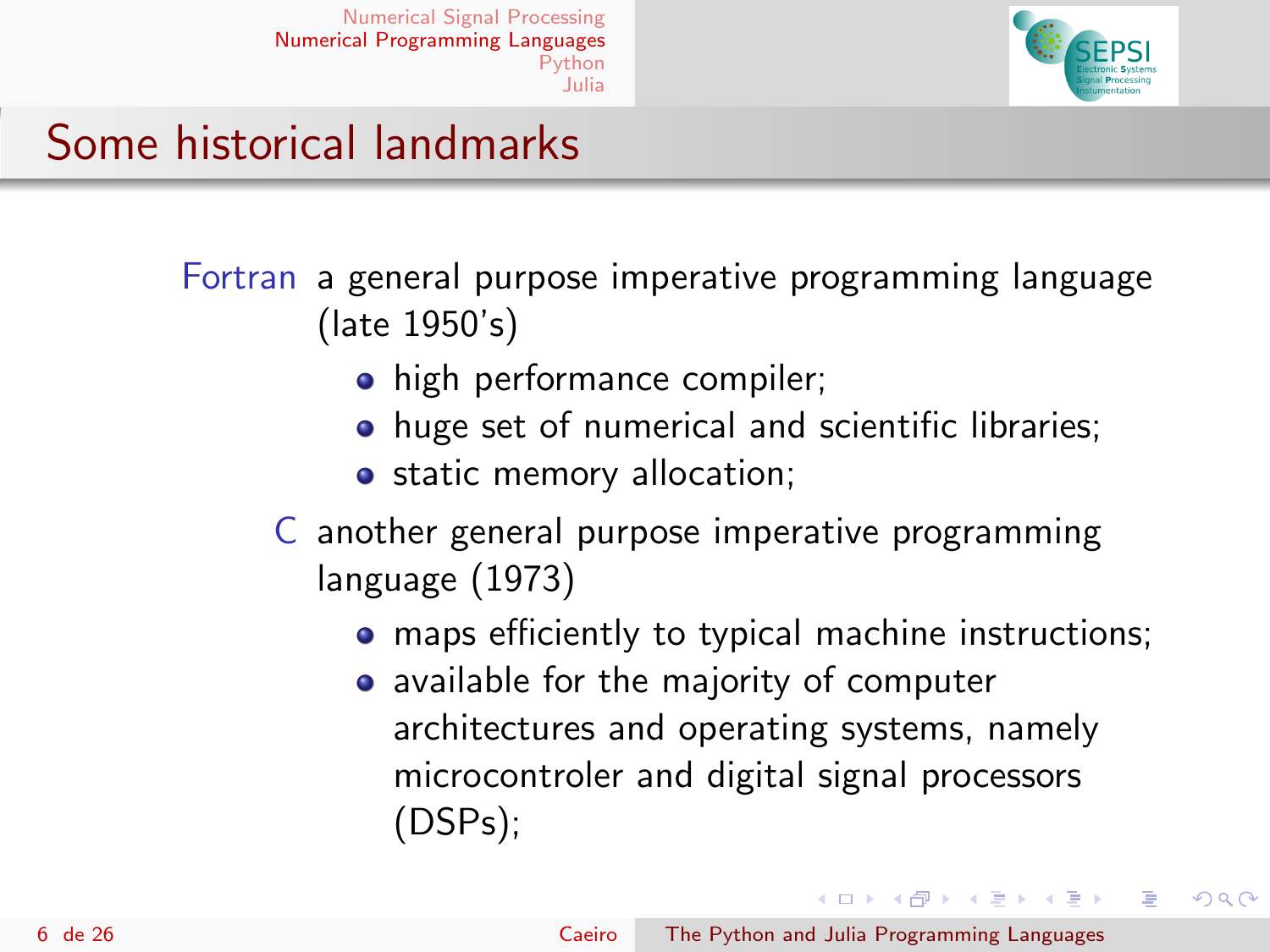## Some historical landmarks

**Fortran** a general purpose imperative programming language (late 1950's)

- high performance compiler;
- huge set of numerical and scientific libraries;
- static memory allocation;

**C** another general purpose imperative programming language (1973)

- maps efficiently to typical machine instructions;
- available for the majority of computer architectures and operating systems, namely microcontroler and digital signal processors (DSPs);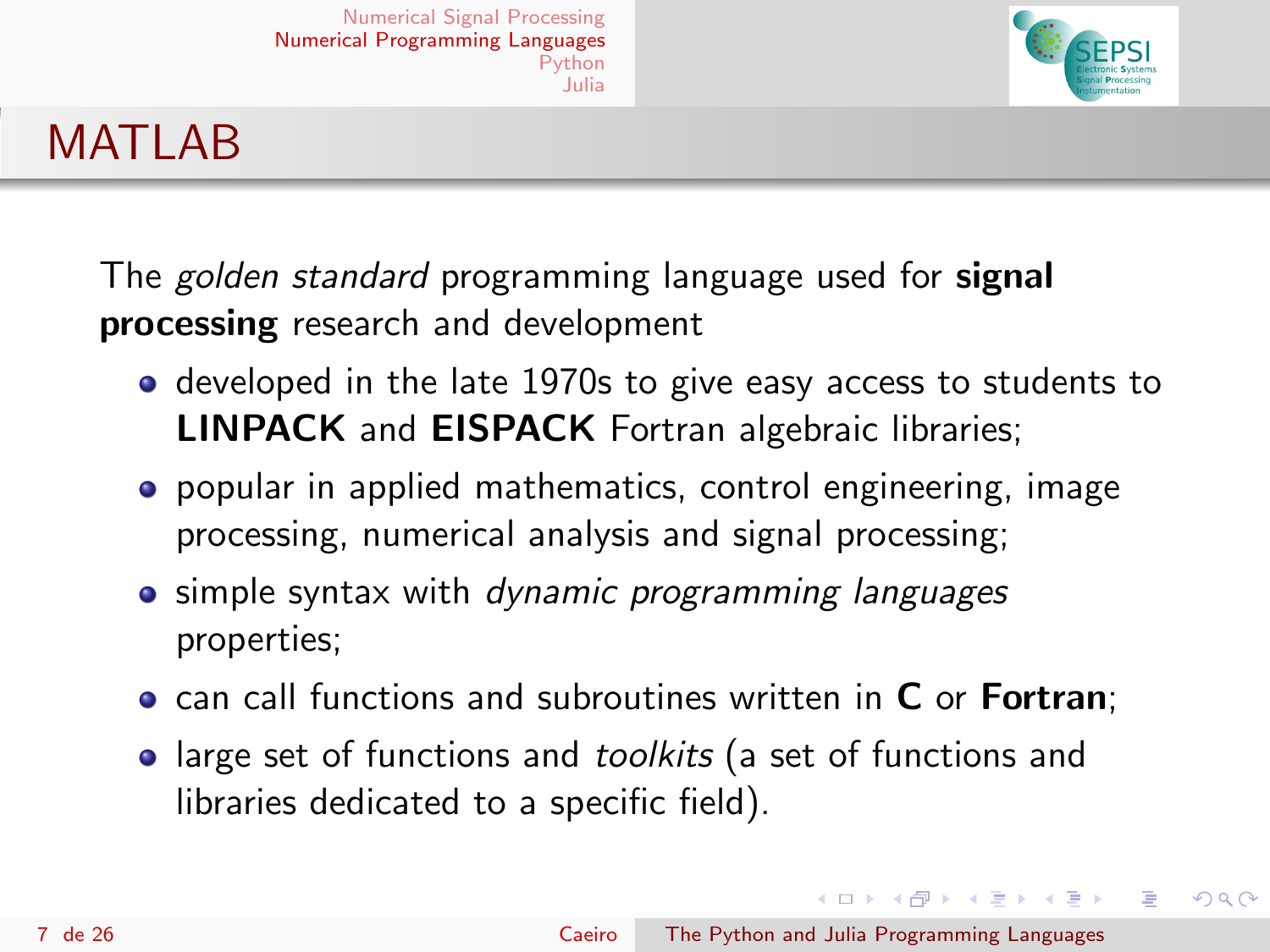# MATLAB

The *golden standard* programming language used for **signal processing** research and development

- developed in the late 1970s to give easy access to students to **LINPACK** and **EISPACK** Fortran algebraic libraries;
- popular in applied mathematics, control engineering, image processing, numerical analysis and signal processing;
- simple syntax with *dynamic programming languages* properties;
- can call functions and subroutines written in **C** or **Fortran**;
- large set of functions and *toolkits* (a set of functions and libraries dedicated to a specific field).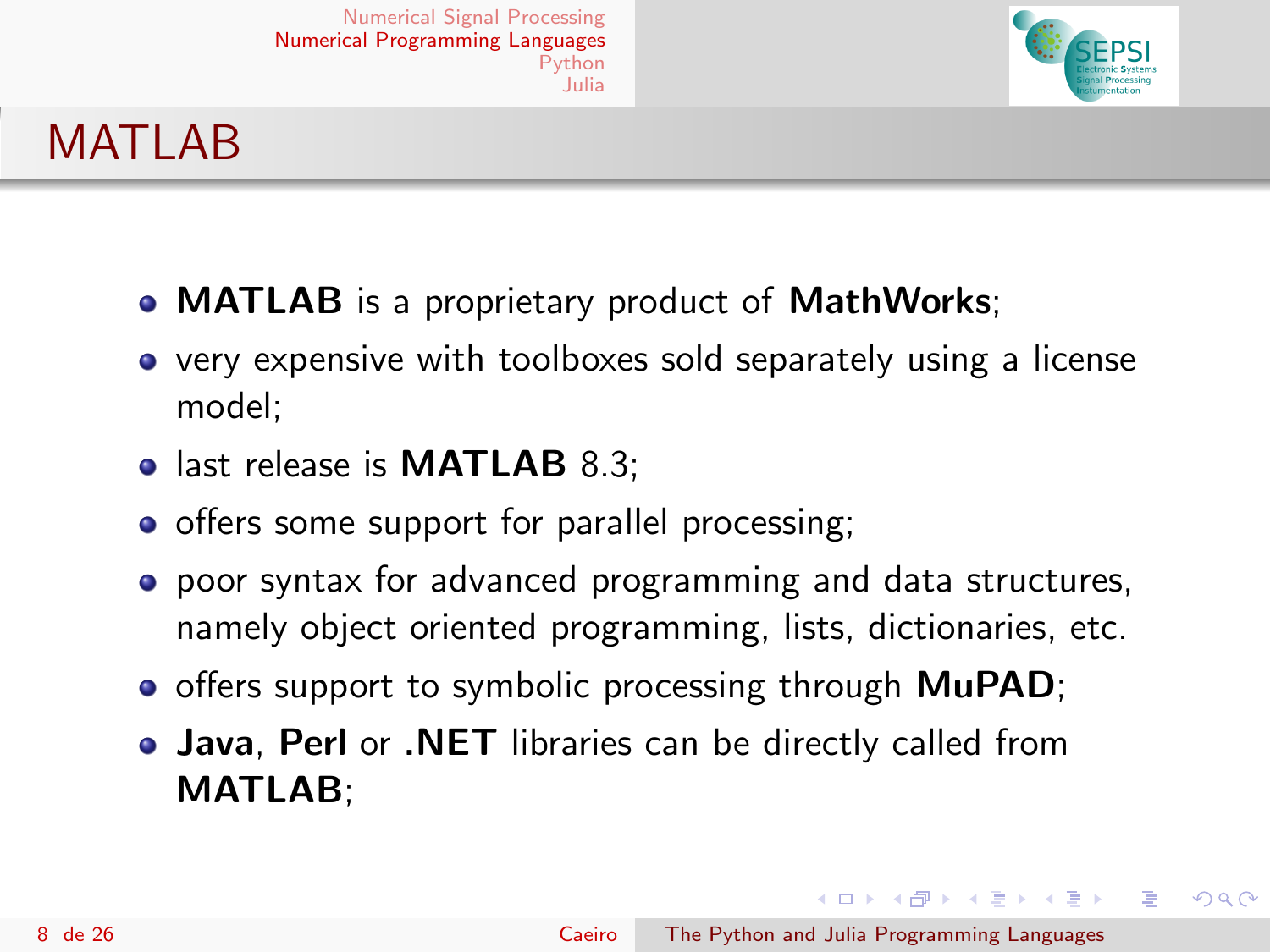# MATLAB

- **MATLAB** is a proprietary product of **MathWorks**;
- very expensive with toolboxes sold separately using a license model;
- last release is **MATLAB** 8.3;
- offers some support for parallel processing;
- poor syntax for advanced programming and data structures, namely object oriented programming, lists, dictionaries, etc.
- offers support to symbolic processing through **MuPAD**;
- **Java**, **Perl** or **.NET** libraries can be directly called from **MATLAB**;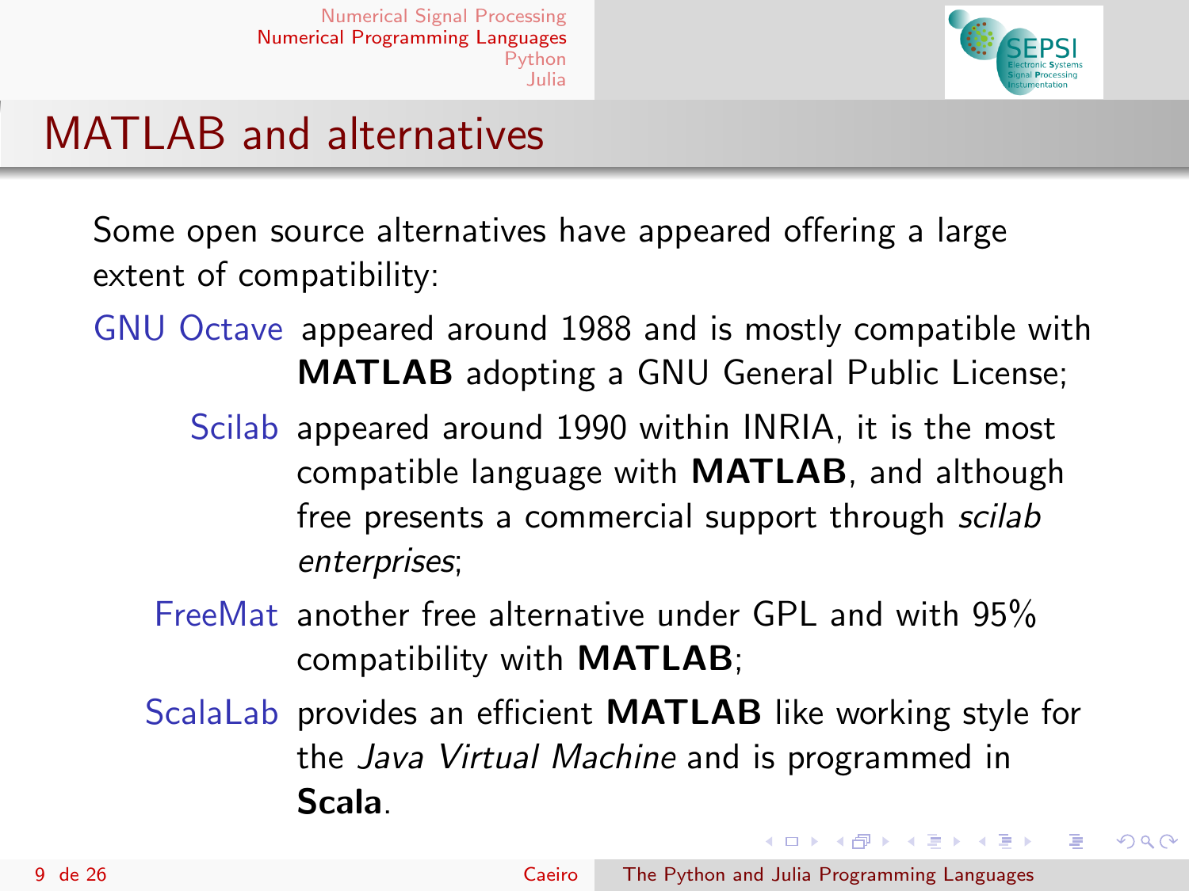# MATLAB and alternatives

Some open source alternatives have appeared offering a large extent of compatibility:

- **GNU Octave** appeared around 1988 and is mostly compatible with **MATLAB** adopting a GNU General Public License;
- **Scilab** appeared around 1990 within INRIA, it is the most compatible language with **MATLAB**, and although free presents a commercial support through *scilab enterprises*;
- **FreeMat** another free alternative under GPL and with 95% compatibility with **MATLAB**;
- **ScalaLab** provides an efficient **MATLAB** like working style for the *Java Virtual Machine* and is programmed in **Scala**.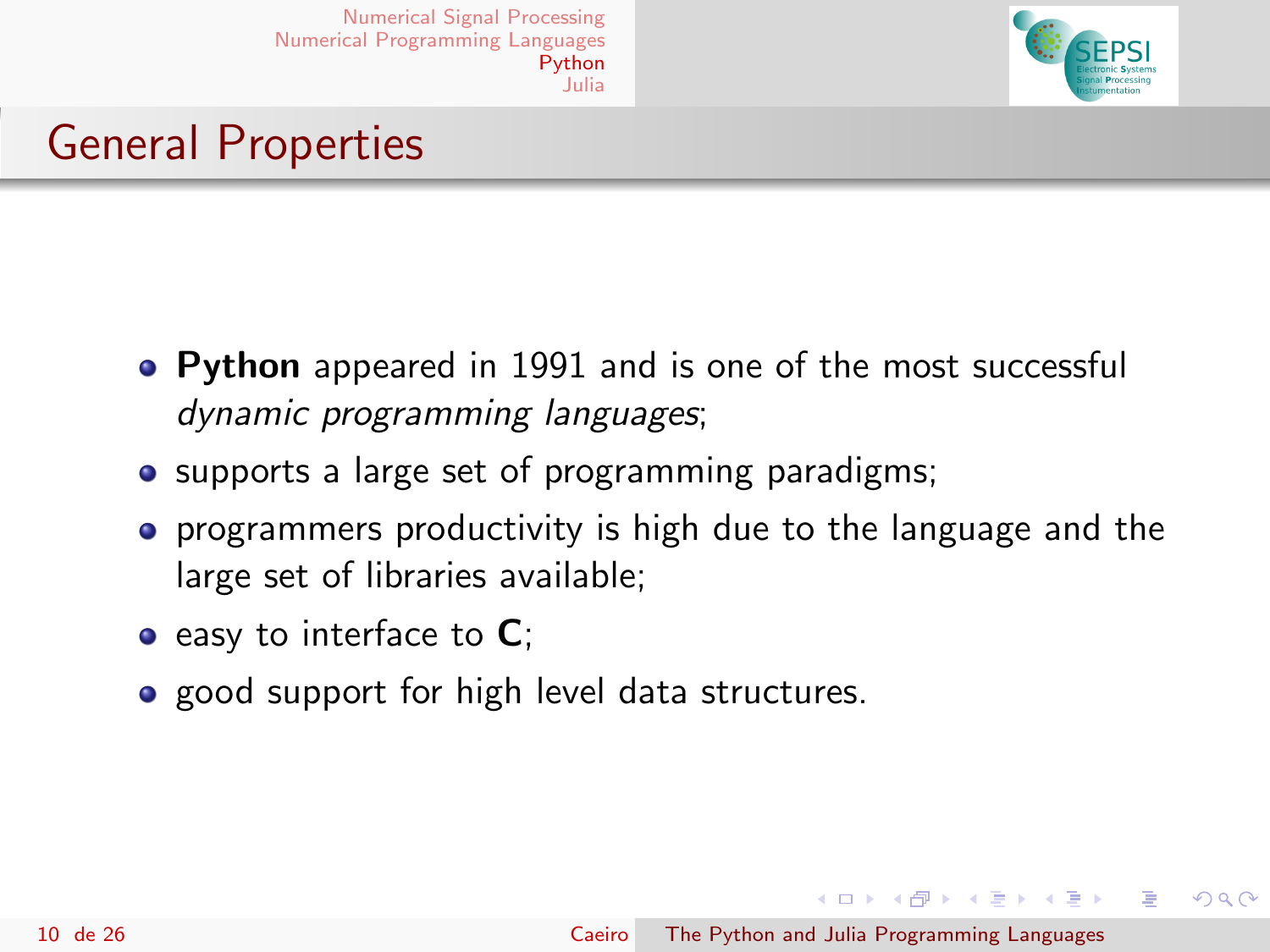# General Properties

- **Python** appeared in 1991 and is one of the most successful *dynamic programming languages*;
- supports a large set of programming paradigms;
- programmers productivity is high due to the language and the large set of libraries available;
- easy to interface to **C**;
- good support for high level data structures.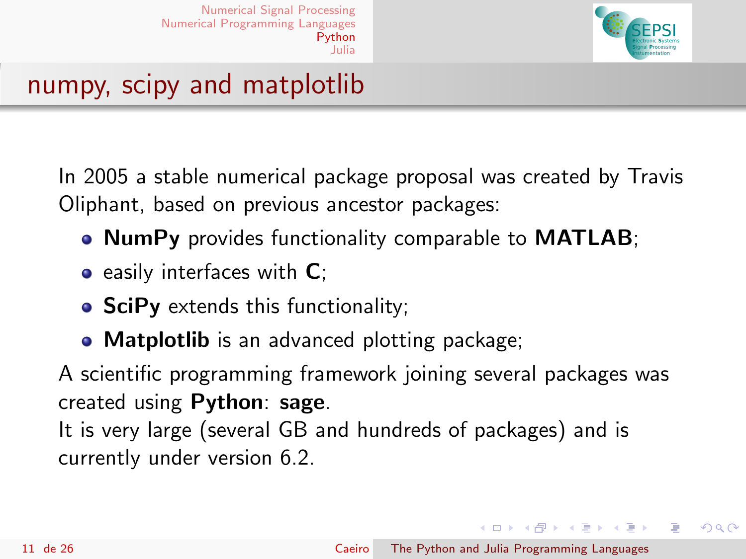# numpy, scipy and matplotlib

In 2005 a stable numerical package proposal was created by Travis Oliphant, based on previous ancestor packages:

- **NumPy** provides functionality comparable to **MATLAB**;
- easily interfaces with **C**;
- **SciPy** extends this functionality;
- **Matplotlib** is an advanced plotting package;

A scientific programming framework joining several packages was created using **Python**: **sage**.
It is very large (several GB and hundreds of packages) and is currently under version 6.2.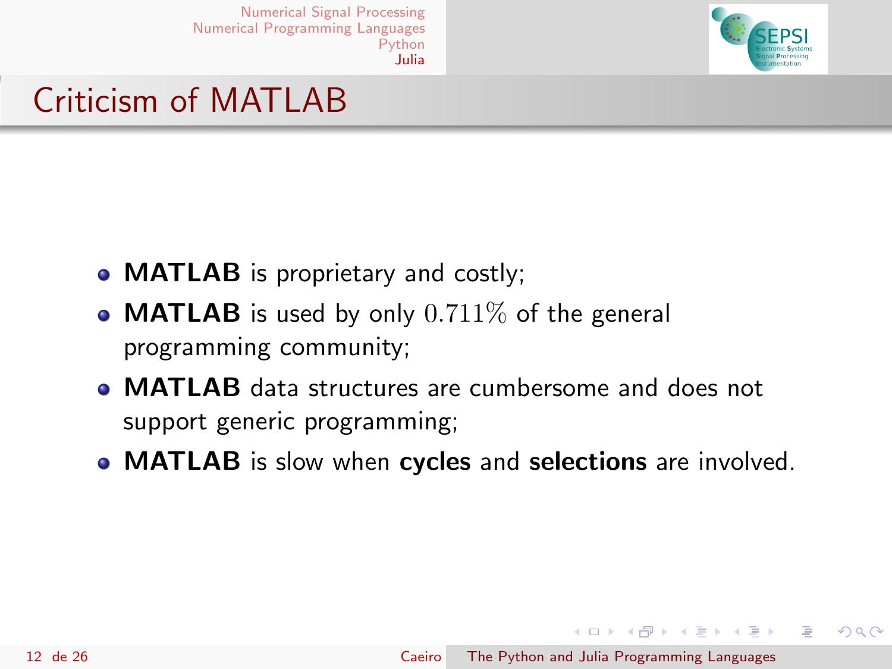# Criticism of MATLAB

- **MATLAB** is proprietary and costly;
- **MATLAB** is used by only $0.711\%$ of the general programming community;
- **MATLAB** data structures are cumbersome and does not support generic programming;
- **MATLAB** is slow when **cycles** and **selections** are involved.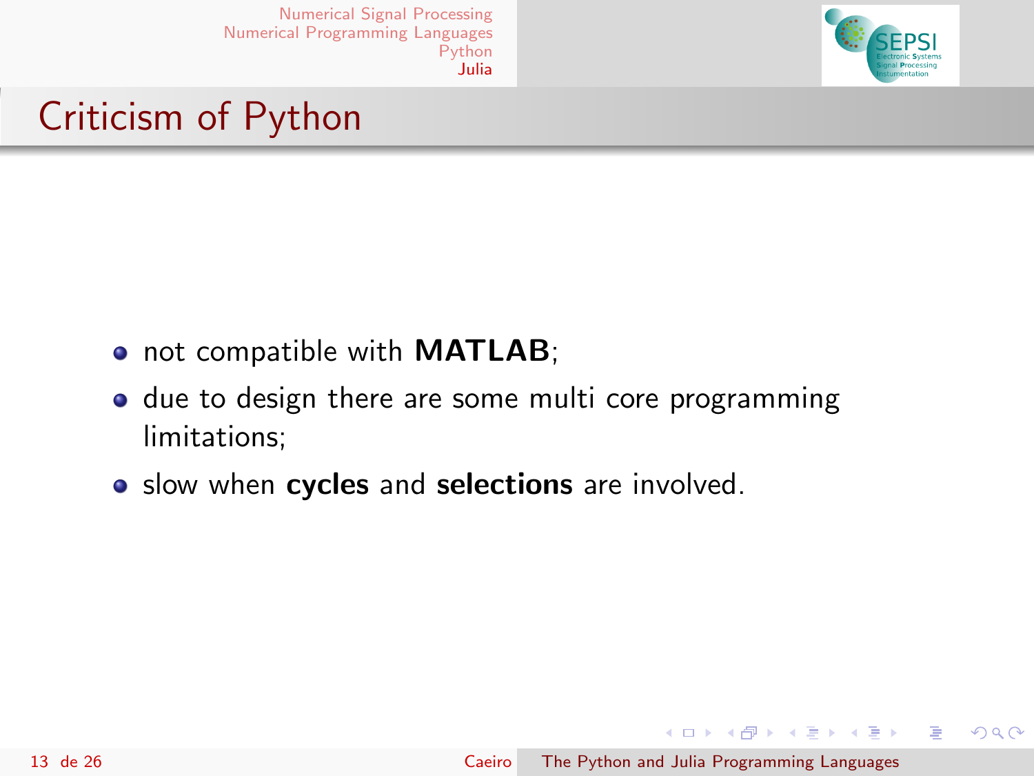# Criticism of Python

- not compatible with **MATLAB**;
- due to design there are some multi core programming limitations;
- slow when **cycles** and **selections** are involved.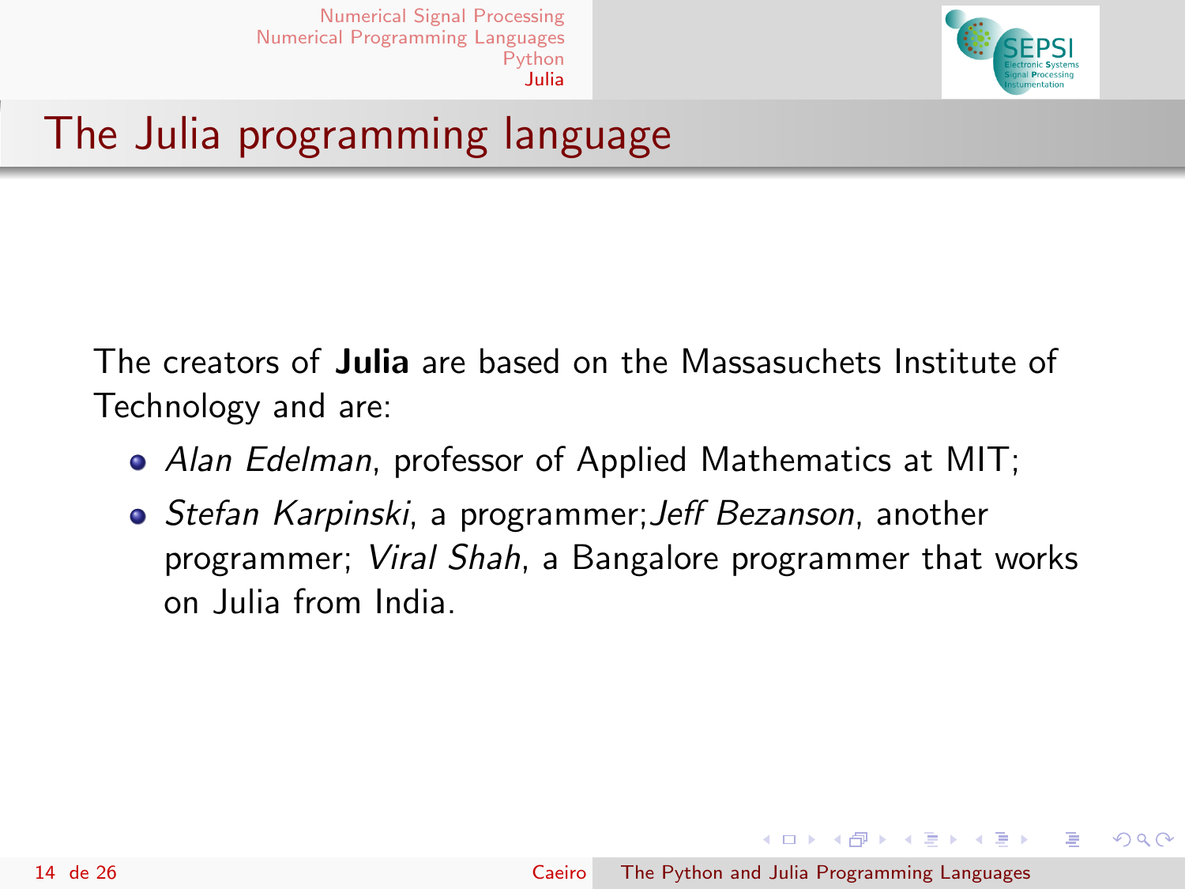# The Julia programming language

The creators of **Julia** are based on the Massasuchets Institute of Technology and are:

- *Alan Edelman*, professor of Applied Mathematics at MIT;
- *Stefan Karpinski*, a programmer;*Jeff Bezanson*, another programmer; *Viral Shah*, a Bangalore programmer that works on Julia from India.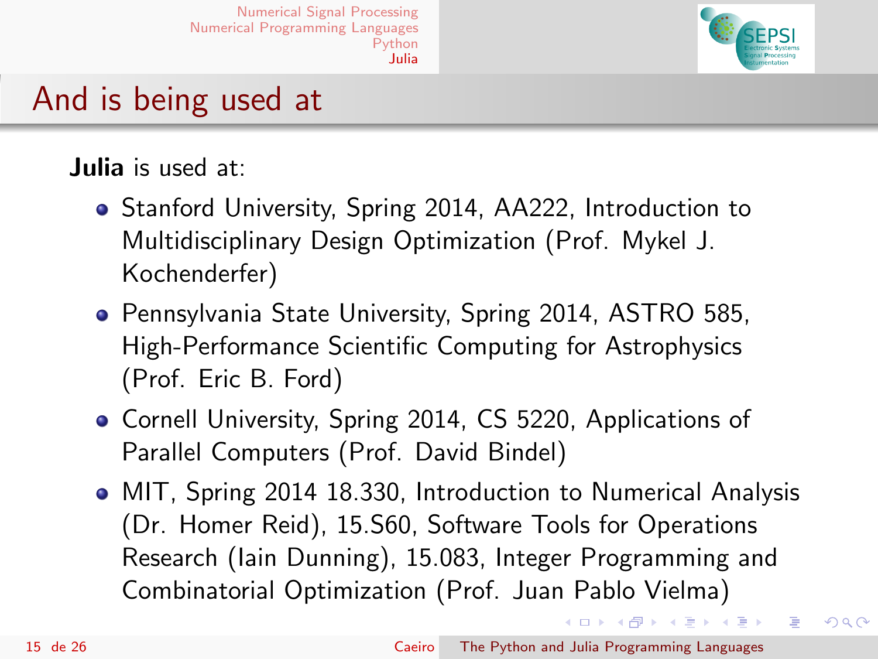# And is being used at

**Julia** is used at:

- Stanford University, Spring 2014, AA222, Introduction to Multidisciplinary Design Optimization (Prof. Mykel J. Kochenderfer)
- Pennsylvania State University, Spring 2014, ASTRO 585, High-Performance Scientific Computing for Astrophysics (Prof. Eric B. Ford)
- Cornell University, Spring 2014, CS 5220, Applications of Parallel Computers (Prof. David Bindel)
- MIT, Spring 2014 18.330, Introduction to Numerical Analysis (Dr. Homer Reid), 15.S60, Software Tools for Operations Research (Iain Dunning), 15.083, Integer Programming and Combinatorial Optimization (Prof. Juan Pablo Vielma)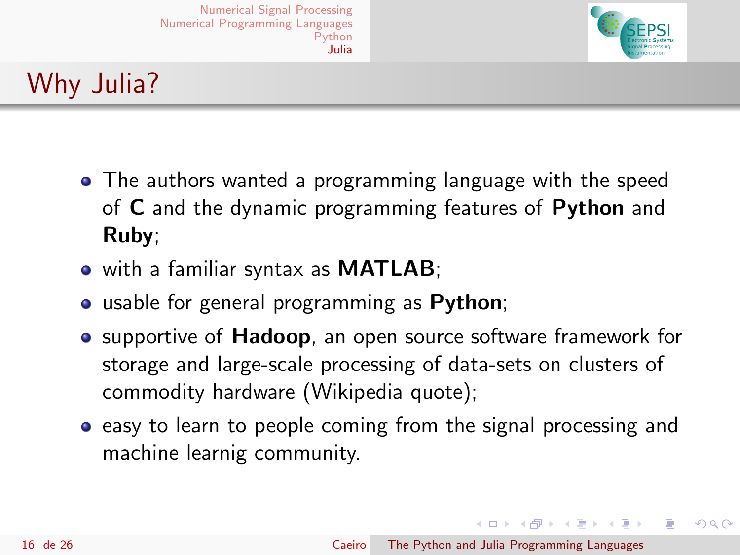# Why Julia?

- The authors wanted a programming language with the speed of **C** and the dynamic programming features of **Python** and **Ruby**;
- with a familiar syntax as **MATLAB**;
- usable for general programming as **Python**;
- supportive of **Hadoop**, an open source software framework for storage and large-scale processing of data-sets on clusters of commodity hardware (Wikipedia quote);
- easy to learn to people coming from the signal processing and machine learnig community.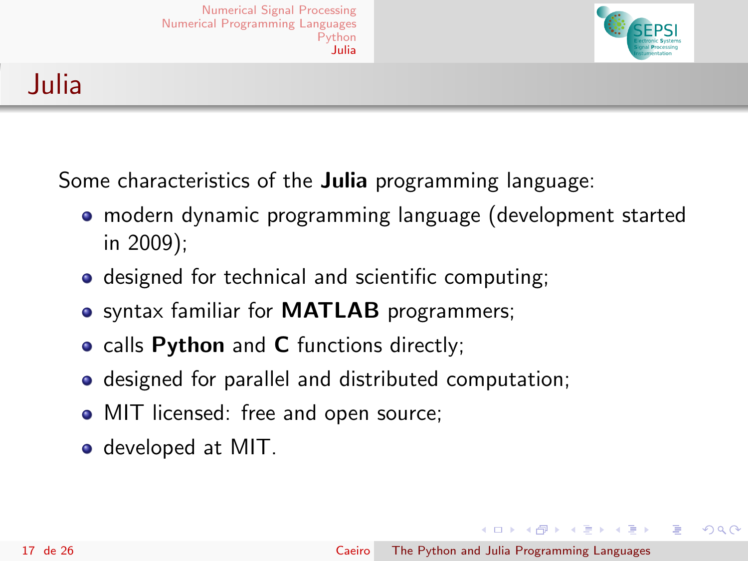# Julia

Some characteristics of the **Julia** programming language:

- modern dynamic programming language (development started in 2009);
- designed for technical and scientific computing;
- syntax familiar for **MATLAB** programmers;
- calls **Python** and **C** functions directly;
- designed for parallel and distributed computation;
- MIT licensed: free and open source;
- developed at MIT.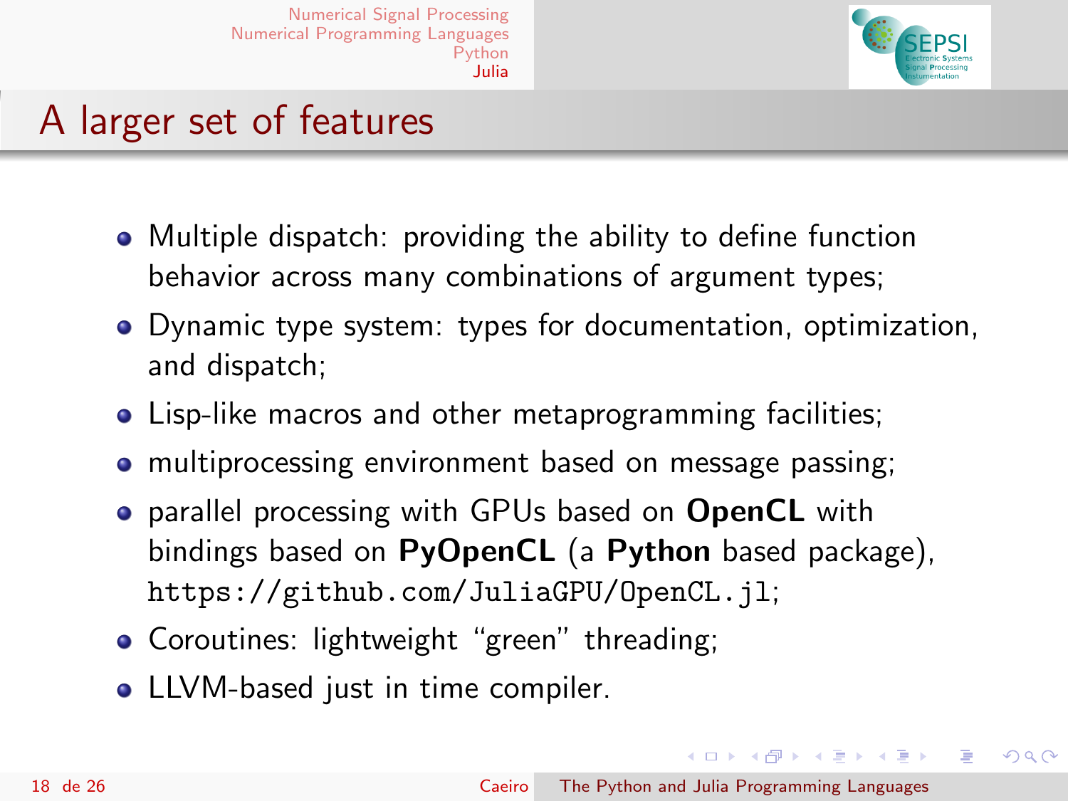# A larger set of features

- Multiple dispatch: providing the ability to define function behavior across many combinations of argument types;
- Dynamic type system: types for documentation, optimization, and dispatch;
- Lisp-like macros and other metaprogramming facilities;
- multiprocessing environment based on message passing;
- parallel processing with GPUs based on **OpenCL** with bindings based on **PyOpenCL** (a **Python** based package), `https://github.com/JuliaGPU/OpenCL.jl`;
- Coroutines: lightweight "green" threading;
- LLVM-based just in time compiler.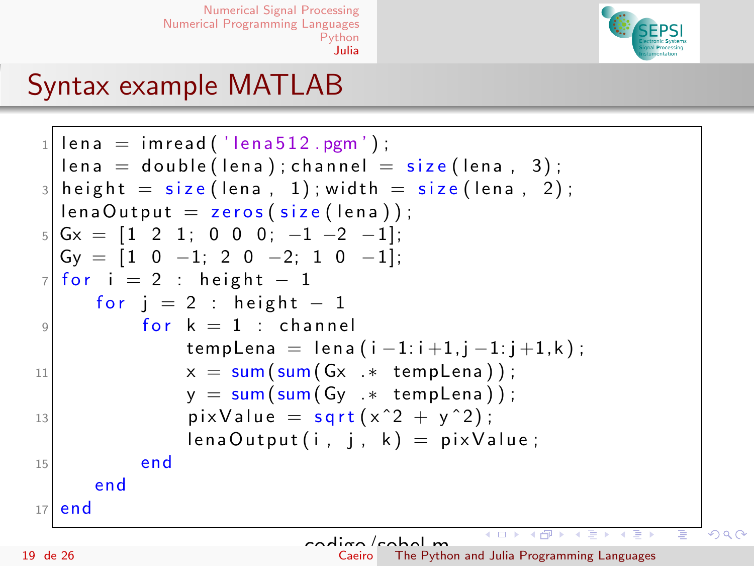# Syntax example MATLAB

```
lena = imread('lena512.pgm');
lena = double(lena);channel = size(lena, 3);
height = size(lena, 1);width = size(lena, 2);
lenaOutput = zeros(size(lena));
Gx = [1 2 1; 0 0 0; -1 -2 -1];
Gy = [1 0 -1; 2 0 -2; 1 0 -1];
for i = 2 : height - 1
    for j = 2 : height - 1
        for k = 1 : channel
            tempLena = lena(i-1:i+1,j-1:j+1,k);
            x = sum(sum(Gx .* tempLena));
            y = sum(sum(Gy .* tempLena));
            pixValue = sqrt(x^2 + y^2);
            lenaOutput(i, j, k) = pixValue;
        end
    end
end
```

codigo/sobel.m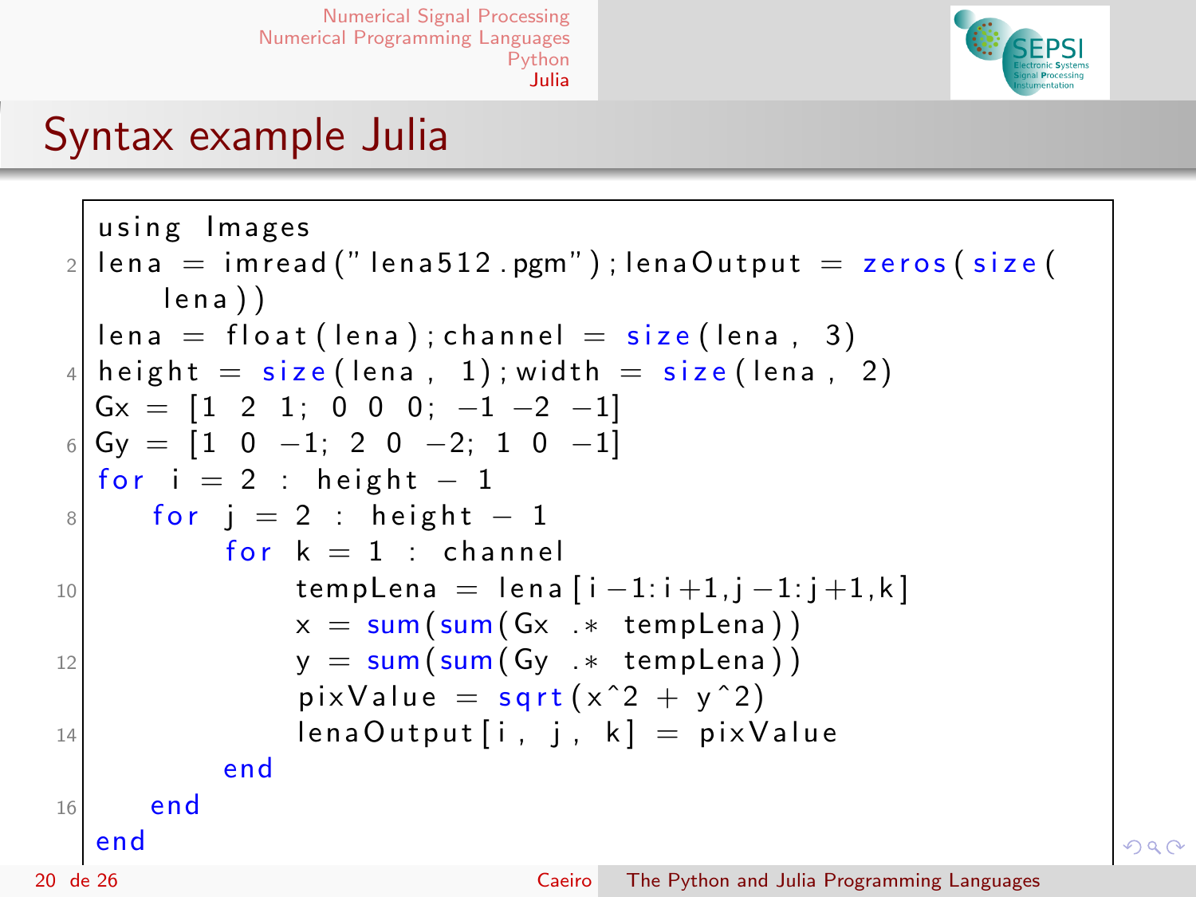## Syntax example Julia

```
using Images
lena = imread("lena512.pgm"); lenaOutput = zeros(size(
    lena))
lena = float(lena); channel = size(lena, 3)
height = size(lena, 1); width = size(lena, 2)
Gx = [1 2 1; 0 0 0; -1 -2 -1]
Gy = [1 0 -1; 2 0 -2; 1 0 -1]
for i = 2 : height - 1
    for j = 2 : height - 1
        for k = 1 : channel
            tempLena = lena[i-1:i+1,j-1:j+1,k]
            x = sum(sum(Gx .* tempLena))
            y = sum(sum(Gy .* tempLena))
            pixValue = sqrt(x^2 + y^2)
            lenaOutput[i, j, k] = pixValue
        end
    end
end
```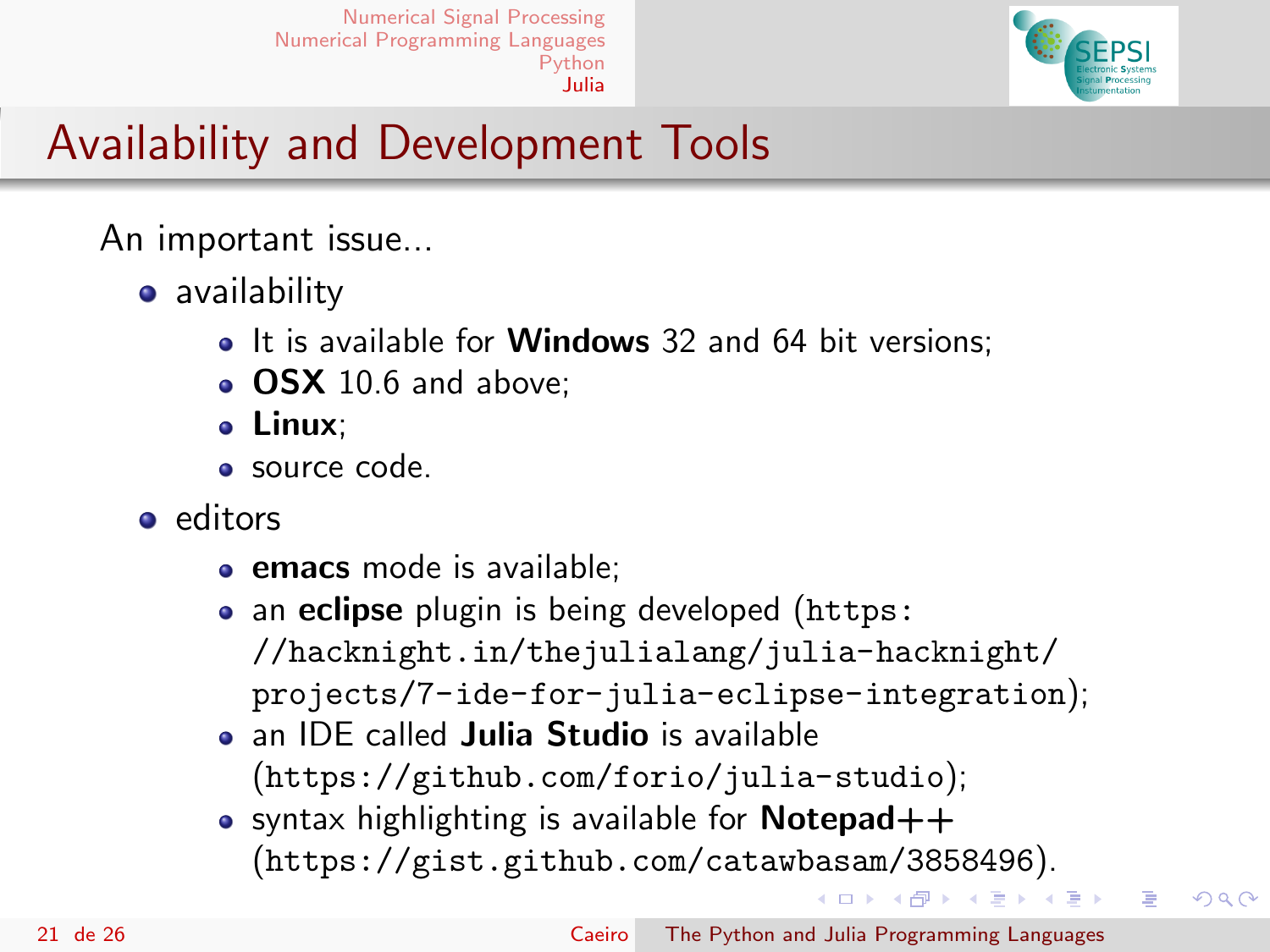# Availability and Development Tools

An important issue...

- availability
  - It is available for **Windows** 32 and 64 bit versions;
  - **OSX** 10.6 and above;
  - **Linux**;
  - source code.
- editors
  - **emacs** mode is available;
  - an **eclipse** plugin is being developed (`https://hacknight.in/thejulialang/julia-hacknight/projects/7-ide-for-julia-eclipse-integration`);
  - an IDE called **Julia Studio** is available (`https://github.com/forio/julia-studio`);
  - syntax highlighting is available for **Notepad++** (`https://gist.github.com/catawbasam/3858496`).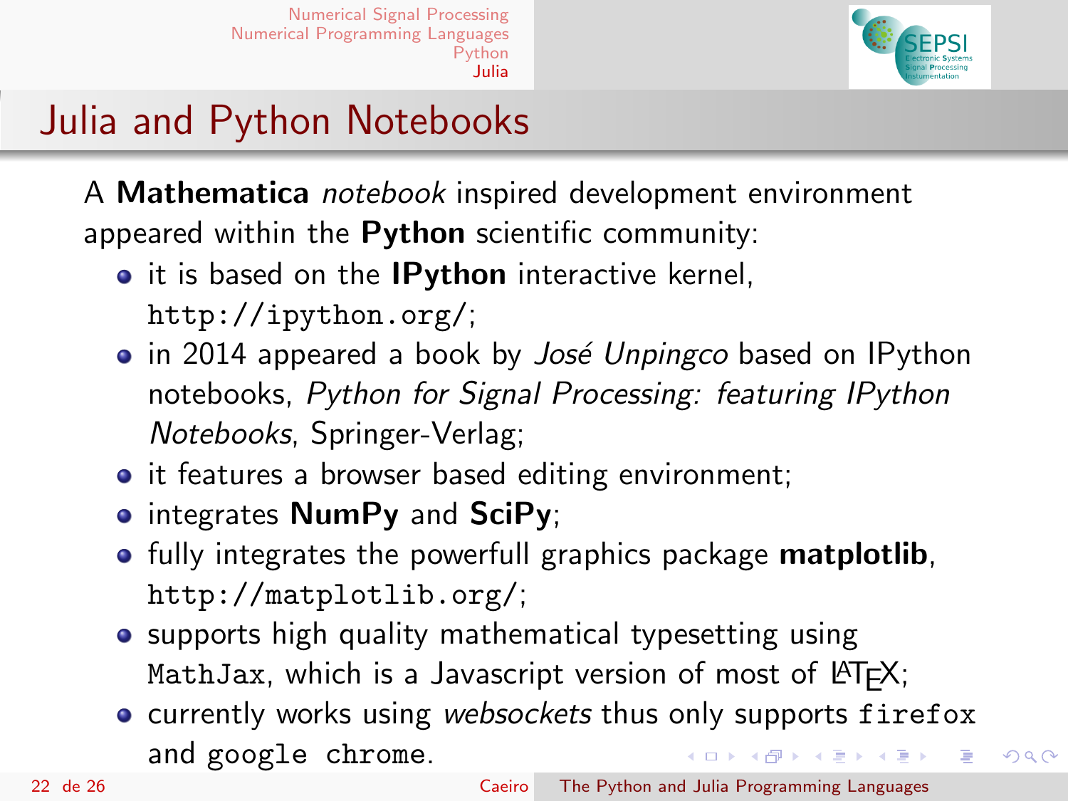# Julia and Python Notebooks

A **Mathematica** *notebook* inspired development environment appeared within the **Python** scientific community:

- it is based on the **IPython** interactive kernel, `http://ipython.org/`;
- in 2014 appeared a book by *José Unpingco* based on IPython notebooks, *Python for Signal Processing: featuring IPython Notebooks*, Springer-Verlag;
- it features a browser based editing environment;
- integrates **NumPy** and **SciPy**;
- fully integrates the powerfull graphics package **matplotlib**, `http://matplotlib.org/`;
- supports high quality mathematical typesetting using `MathJax`, which is a Javascript version of most of LaTeX;
- currently works using *websockets* thus only supports `firefox` and `google chrome`.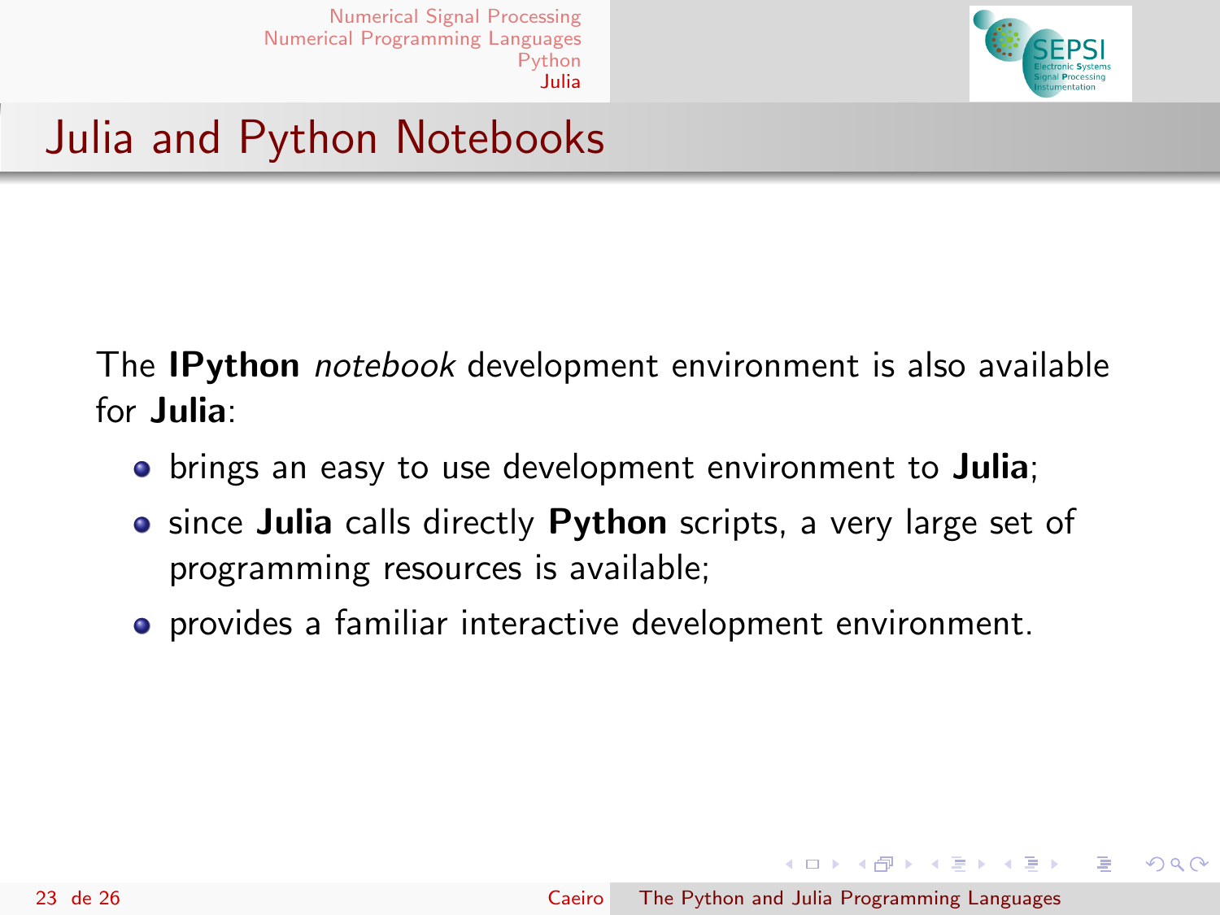## Julia and Python Notebooks

The **IPython** *notebook* development environment is also available for **Julia**:

- brings an easy to use development environment to **Julia**;
- since **Julia** calls directly **Python** scripts, a very large set of programming resources is available;
- provides a familiar interactive development environment.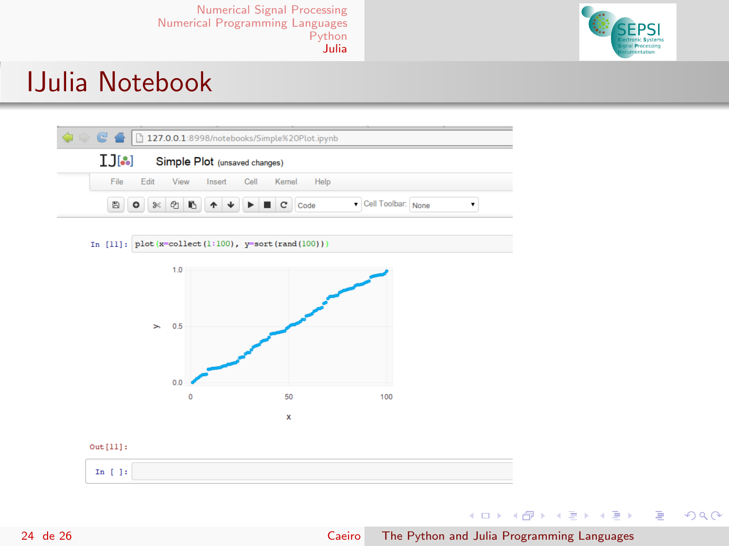# IJulia Notebook

127.0.0.1:8998/notebooks/Simple%20Plot.ipynb

IJ Simple Plot (unsaved changes)

File Edit View Insert Cell Kernel Help

Code Cell Toolbar: None

In [11]:
```
plot(x=collect(1:100), y=sort(rand(100)))
```

Out[11]:

In [ ]: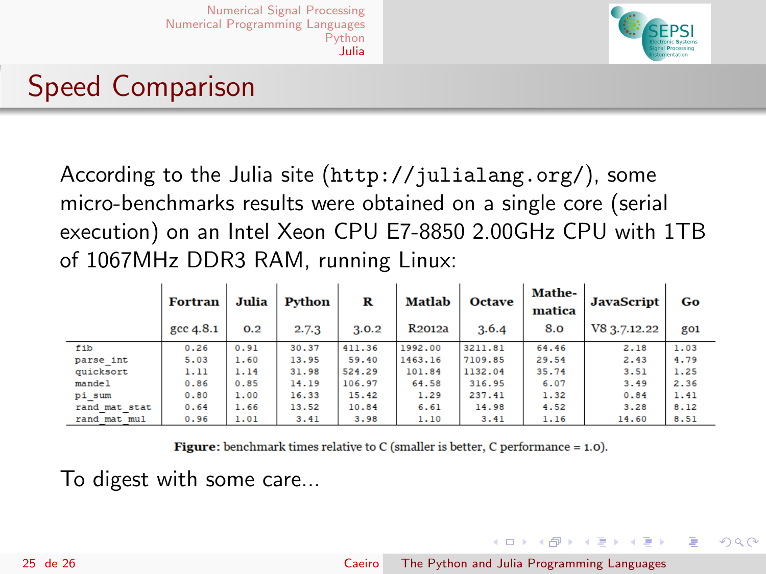# Speed Comparison

According to the Julia site (`http://julialang.org/`), some micro-benchmarks results were obtained on a single core (serial execution) on an Intel Xeon CPU E7-8850 2.00GHz CPU with 1TB of 1067MHz DDR3 RAM, running Linux:

| | Fortran | Julia | Python | R | Matlab | Octave | Mathematica | JavaScript | Go |
|---|---|---|---|---|---|---|---|---|---|
| | gcc 4.8.1 | 0.2 | 2.7.3 | 3.0.2 | R2012a | 3.6.4 | 8.0 | V8 3.7.12.22 | go1 |
| fib | 0.26 | 0.91 | 30.37 | 411.36 | 1992.00 | 3211.81 | 64.46 | 2.18 | 1.03 |
| parse_int | 5.03 | 1.60 | 13.95 | 59.40 | 1463.16 | 7109.85 | 29.54 | 2.43 | 4.79 |
| quicksort | 1.11 | 1.14 | 31.98 | 524.29 | 101.84 | 1132.04 | 35.74 | 3.51 | 1.25 |
| mandel | 0.86 | 0.85 | 14.19 | 106.97 | 64.58 | 316.95 | 6.07 | 3.49 | 2.36 |
| pi_sum | 0.80 | 1.00 | 16.33 | 15.42 | 1.29 | 237.41 | 1.32 | 0.84 | 1.41 |
| rand_mat_stat | 0.64 | 1.66 | 13.52 | 10.84 | 6.61 | 14.98 | 4.52 | 3.28 | 8.12 |
| rand_mat_mul | 0.96 | 1.01 | 3.41 | 3.98 | 1.10 | 3.41 | 1.16 | 14.60 | 8.51 |

**Figure:** benchmark times relative to C (smaller is better, C performance = 1.0).

To digest with some care...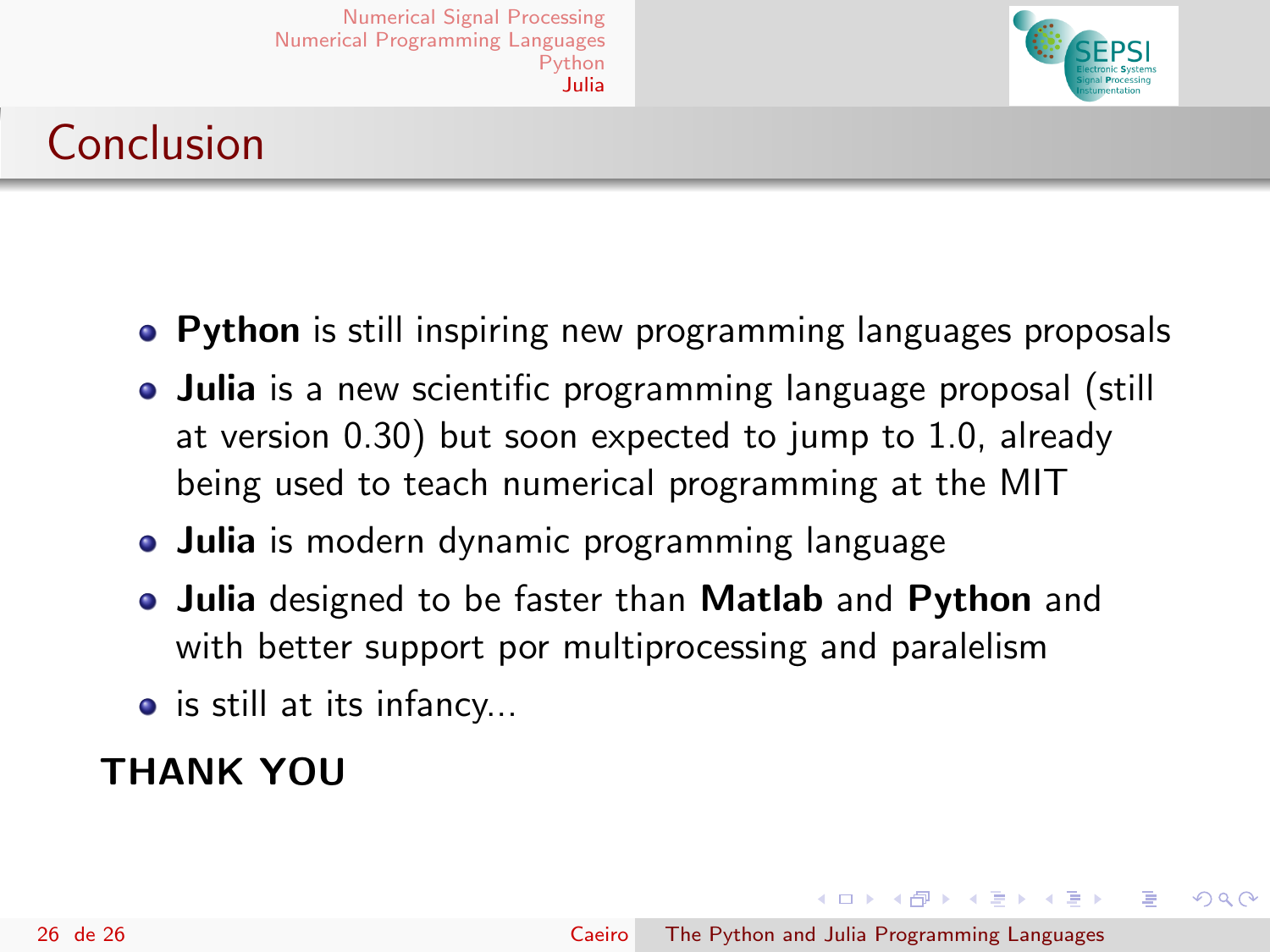# Conclusion

- **Python** is still inspiring new programming languages proposals
- **Julia** is a new scientific programming language proposal (still at version 0.30) but soon expected to jump to 1.0, already being used to teach numerical programming at the MIT
- **Julia** is modern dynamic programming language
- **Julia** designed to be faster than **Matlab** and **Python** and with better support por multiprocessing and paralelism
- is still at its infancy...

**THANK YOU**